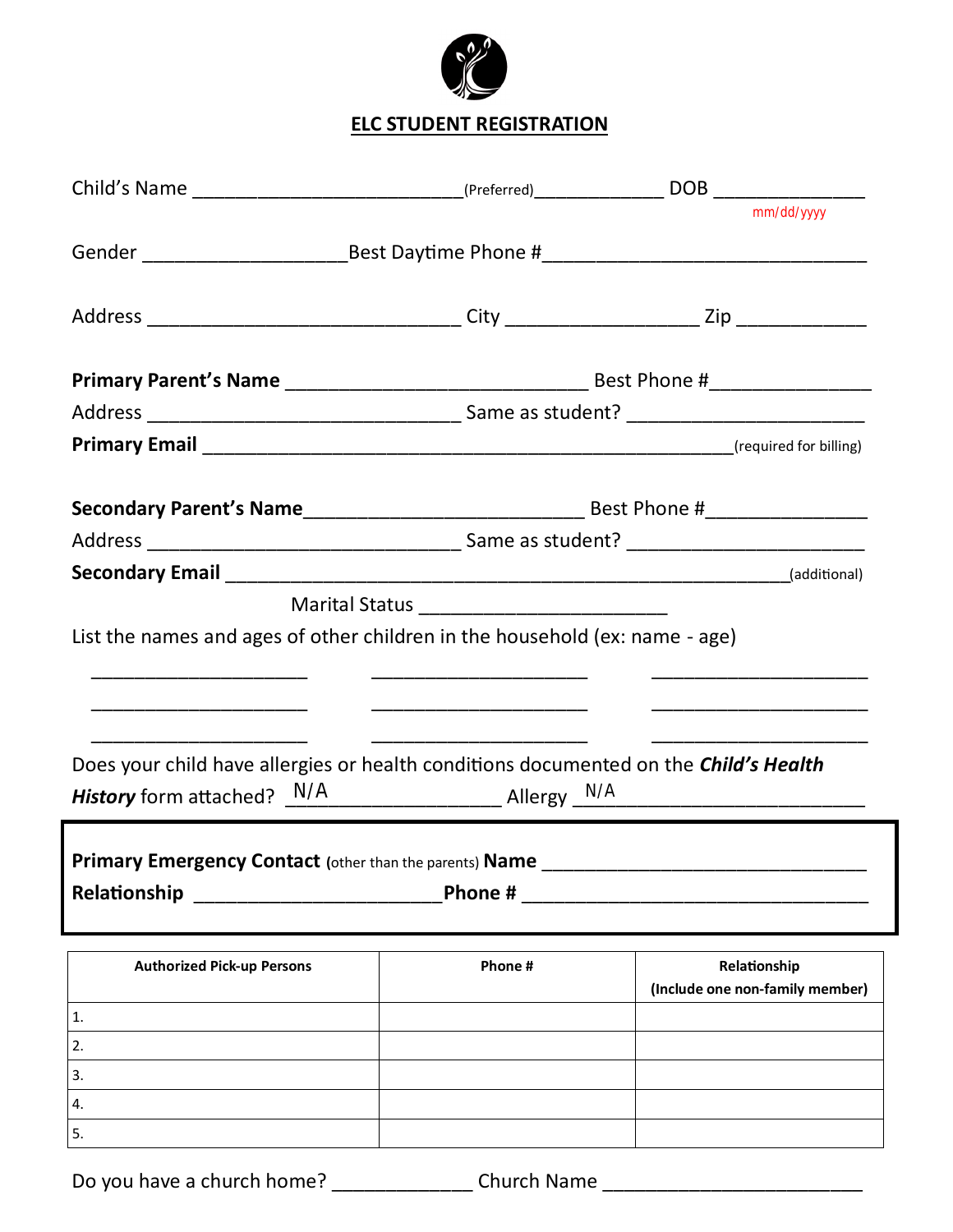## ELC STUDENT REGISTRATION

Child's Name ___________________________(Preferred)_____________ DOB _______________
mm/dd/yyyy

Gender ___________________Best Daytime Phone #______________________________

Address _____________________________ City _________________ Zip ____________

**Primary Parent's Name** ___________________________ Best Phone #_______________

Address _____________________________ Same as student? ______________________

**Primary Email** __________________________________________________(required for billing)

**Secondary Parent's Name**__________________________ Best Phone #_______________

Address _____________________________ Same as student? ______________________

**Secondary Email** ____________________________________________________(additional)

Marital Status _______________________

List the names and ages of other children in the household (ex: name - age)

____________________ ____________________ ____________________

____________________ ____________________ ____________________

____________________ ____________________ ____________________

Does your child have allergies or health conditions documented on the ***Child's Health History*** form attached? N/A___________________ Allergy N/A__________________________

**Primary Emergency Contact** (other than the parents) **Name** _______________________________

**Relationship** _______________________**Phone #** _________________________________

| Authorized Pick-up Persons | Phone # | Relationship (Include one non-family member) |
|---|---|---|
| 1. | | |
| 2. | | |
| 3. | | |
| 4. | | |
| 5. | | |

Do you have a church home? _____________ Church Name ________________________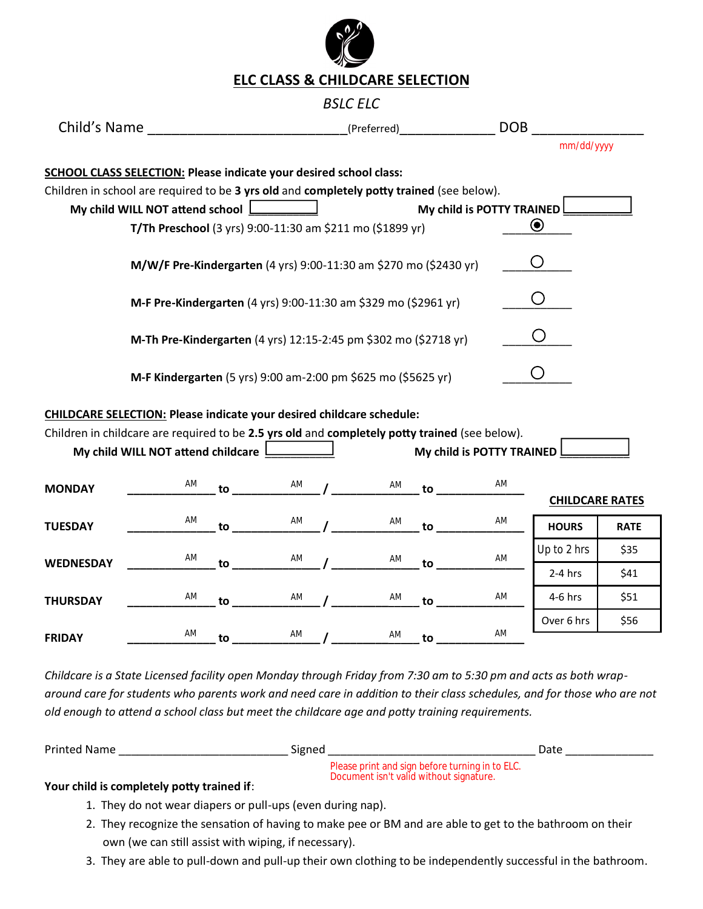# ELC CLASS & CHILDCARE SELECTION

*BSLC ELC*

Child's Name ___________________________(Preferred)______________ DOB _______________
mm/dd/yyyy

**SCHOOL CLASS SELECTION: Please indicate your desired school class:**

Children in school are required to be **3 yrs old** and **completely potty trained** (see below).

**My child WILL NOT attend school** ☐ **My child is POTTY TRAINED** ☐

- **T/Th Preschool** (3 yrs) 9:00-11:30 am $211 mo ($1899 yr) ◉
- **M/W/F Pre-Kindergarten** (4 yrs) 9:00-11:30 am $270 mo ($2430 yr) ○
- **M-F Pre-Kindergarten** (4 yrs) 9:00-11:30 am $329 mo ($2961 yr) ○
- **M-Th Pre-Kindergarten** (4 yrs) 12:15-2:45 pm $302 mo ($2718 yr) ○
- **M-F Kindergarten** (5 yrs) 9:00 am-2:00 pm $625 mo ($5625 yr) ○

**CHILDCARE SELECTION: Please indicate your desired childcare schedule:**

Children in childcare are required to be **2.5 yrs old** and **completely potty trained** (see below).

**My child WILL NOT attend childcare** ☐ **My child is POTTY TRAINED** ☐

| Day | | | | |
|---|---|---|---|---|
| **MONDAY** | ______ AM **to** ______ AM | / | ______ AM **to** ______ AM |
| **TUESDAY** | ______ AM **to** ______ AM | / | ______ AM **to** ______ AM |
| **WEDNESDAY** | ______ AM **to** ______ AM | / | ______ AM **to** ______ AM |
| **THURSDAY** | ______ AM **to** ______ AM | / | ______ AM **to** ______ AM |
| **FRIDAY** | ______ AM **to** ______ AM | / | ______ AM **to** ______ AM |

**CHILDCARE RATES**

| HOURS | RATE |
|---|---|
| Up to 2 hrs | $35 |
| 2-4 hrs | $41 |
| 4-6 hrs | $51 |
| Over 6 hrs | $56 |

*Childcare is a State Licensed facility open Monday through Friday from 7:30 am to 5:30 pm and acts as both wrap-around care for students who parents work and need care in addition to their class schedules, and for those who are not old enough to attend a school class but meet the childcare age and potty training requirements.*

Printed Name ___________________________ Signed ___________________________________ Date ______________

Please print and sign before turning in to ELC.
Document isn't valid without signature.

**Your child is completely potty trained if**:

1. They do not wear diapers or pull-ups (even during nap).
2. They recognize the sensation of having to make pee or BM and are able to get to the bathroom on their own (we can still assist with wiping, if necessary).
3. They are able to pull-down and pull-up their own clothing to be independently successful in the bathroom.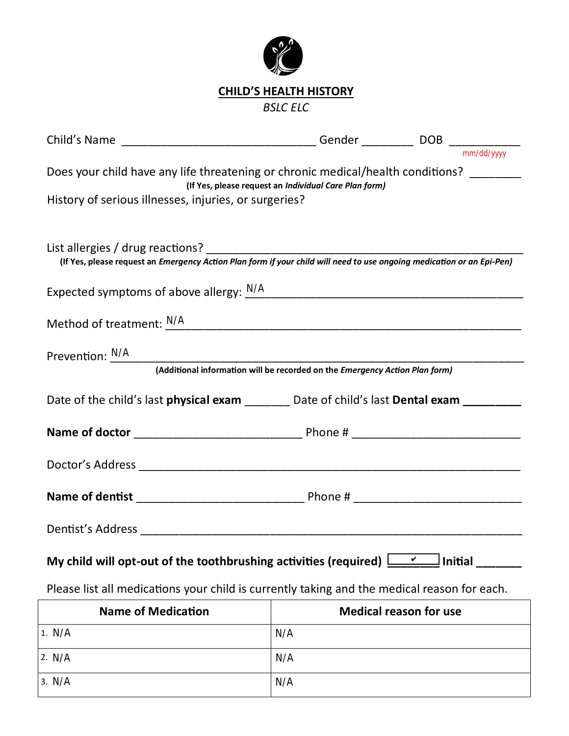# CHILD'S HEALTH HISTORY

*BSLC ELC*

Child's Name ______________________________ Gender ________ DOB ___________
mm/dd/yyyy

Does your child have any life threatening or chronic medical/health conditions? ________
**(If Yes, please request an *Individual Care Plan form*)**

History of serious illnesses, injuries, or surgeries?

List allergies / drug reactions? ____________________________________________________
**(If Yes, please request an *Emergency Action Plan form if your child will need to use ongoing medication or an Epi-Pen*)**

Expected symptoms of above allergy: N/A

Method of treatment: N/A

Prevention: N/A
**(Additional information will be recorded on the *Emergency Action Plan form*)**

Date of the child's last **physical exam** _______ Date of child's last **Dental exam** _________

**Name of doctor** __________________________ Phone # __________________________

Doctor's Address ____________________________________________________________

**Name of dentist** __________________________ Phone # __________________________

Dentist's Address ____________________________________________________________

**My child will opt-out of the toothbrushing activities (required)** ✔ **Initial** _______

Please list all medications your child is currently taking and the medical reason for each.

| Name of Medication | Medical reason for use |
|---|---|
| 1. N/A | N/A |
| 2. N/A | N/A |
| 3. N/A | N/A |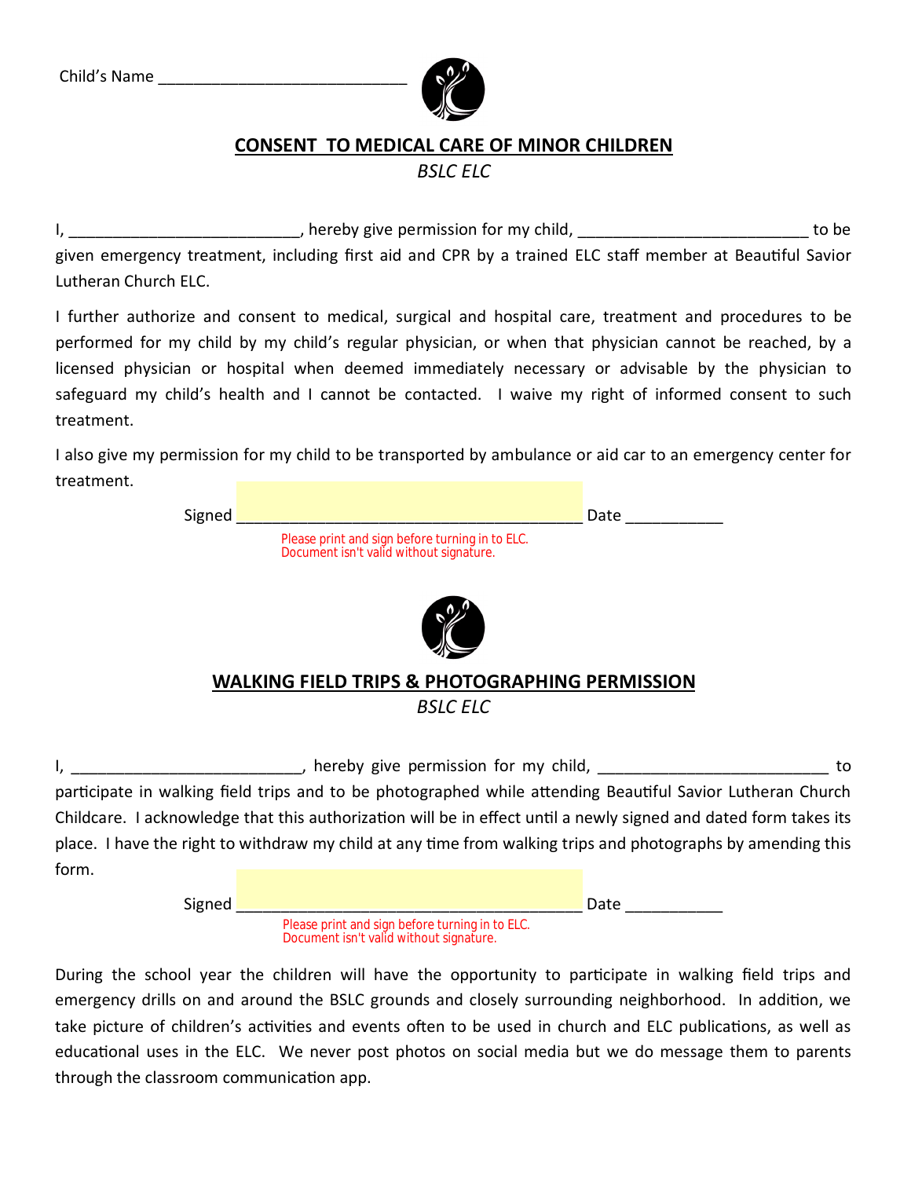Child's Name ___________________________

## CONSENT TO MEDICAL CARE OF MINOR CHILDREN

*BSLC ELC*

I, _________________________, hereby give permission for my child, _________________________ to be given emergency treatment, including first aid and CPR by a trained ELC staff member at Beautiful Savior Lutheran Church ELC.

I further authorize and consent to medical, surgical and hospital care, treatment and procedures to be performed for my child by my child's regular physician, or when that physician cannot be reached, by a licensed physician or hospital when deemed immediately necessary or advisable by the physician to safeguard my child's health and I cannot be contacted. I waive my right of informed consent to such treatment.

I also give my permission for my child to be transported by ambulance or aid car to an emergency center for treatment.

Signed _______________________________________ Date __________

Please print and sign before turning in to ELC.
Document isn't valid without signature.

## WALKING FIELD TRIPS & PHOTOGRAPHING PERMISSION

*BSLC ELC*

I, _________________________, hereby give permission for my child, _________________________ to participate in walking field trips and to be photographed while attending Beautiful Savior Lutheran Church Childcare. I acknowledge that this authorization will be in effect until a newly signed and dated form takes its place. I have the right to withdraw my child at any time from walking trips and photographs by amending this form.

Signed _______________________________________ Date __________

Please print and sign before turning in to ELC.
Document isn't valid without signature.

During the school year the children will have the opportunity to participate in walking field trips and emergency drills on and around the BSLC grounds and closely surrounding neighborhood. In addition, we take picture of children's activities and events often to be used in church and ELC publications, as well as educational uses in the ELC. We never post photos on social media but we do message them to parents through the classroom communication app.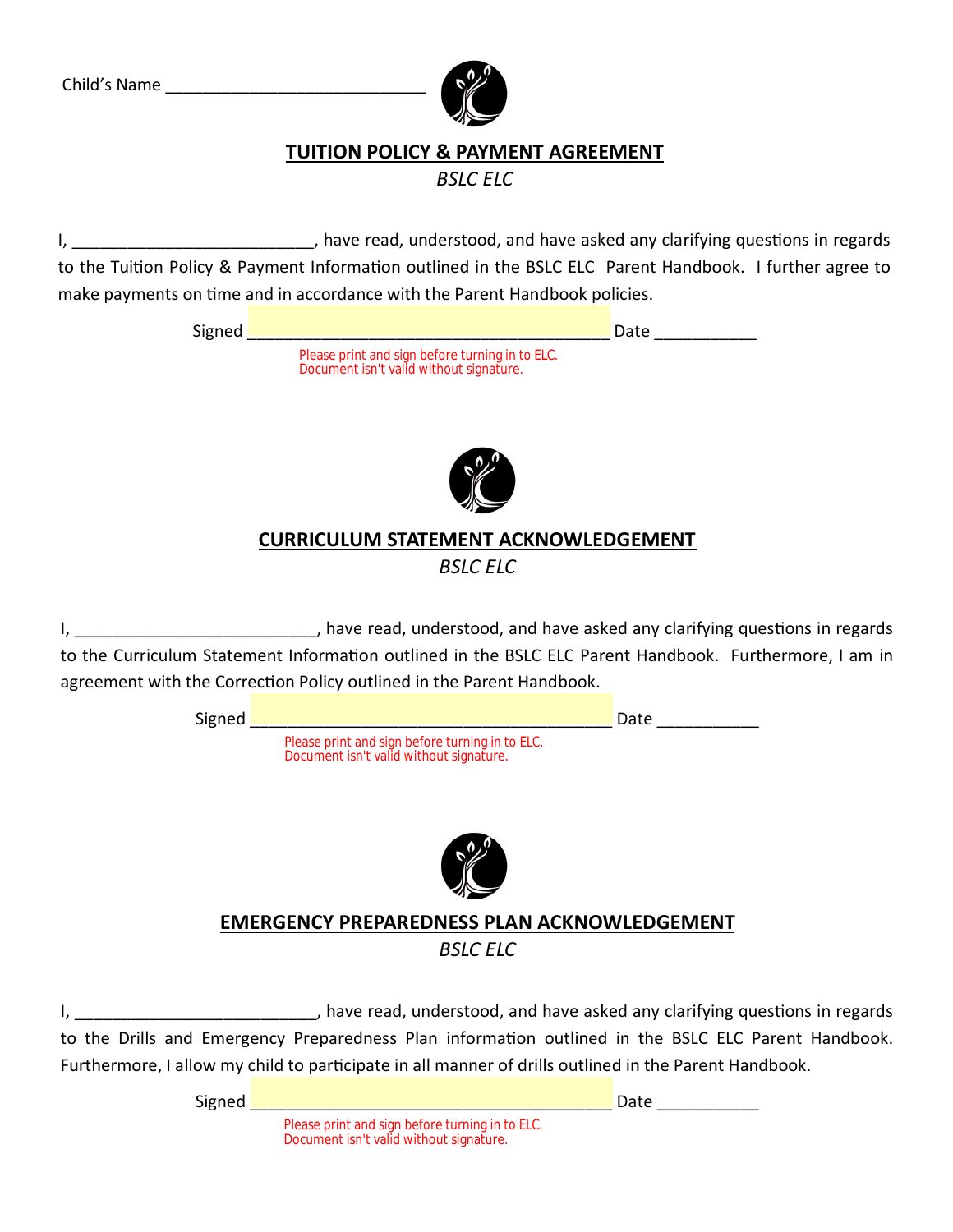Child's Name ____________________________

## TUITION POLICY & PAYMENT AGREEMENT

*BSLC ELC*

I, _________________________, have read, understood, and have asked any clarifying questions in regards to the Tuition Policy & Payment Information outlined in the BSLC ELC Parent Handbook. I further agree to make payments on time and in accordance with the Parent Handbook policies.

Signed ________________________________________ Date ___________

Please print and sign before turning in to ELC.
Document isn't valid without signature.

## CURRICULUM STATEMENT ACKNOWLEDGEMENT

*BSLC ELC*

I, _________________________, have read, understood, and have asked any clarifying questions in regards to the Curriculum Statement Information outlined in the BSLC ELC Parent Handbook. Furthermore, I am in agreement with the Correction Policy outlined in the Parent Handbook.

Signed ________________________________________ Date ___________

Please print and sign before turning in to ELC.
Document isn't valid without signature.

## EMERGENCY PREPAREDNESS PLAN ACKNOWLEDGEMENT

*BSLC ELC*

I, _________________________, have read, understood, and have asked any clarifying questions in regards to the Drills and Emergency Preparedness Plan information outlined in the BSLC ELC Parent Handbook. Furthermore, I allow my child to participate in all manner of drills outlined in the Parent Handbook.

Signed ________________________________________ Date ___________

Please print and sign before turning in to ELC.
Document isn't valid without signature.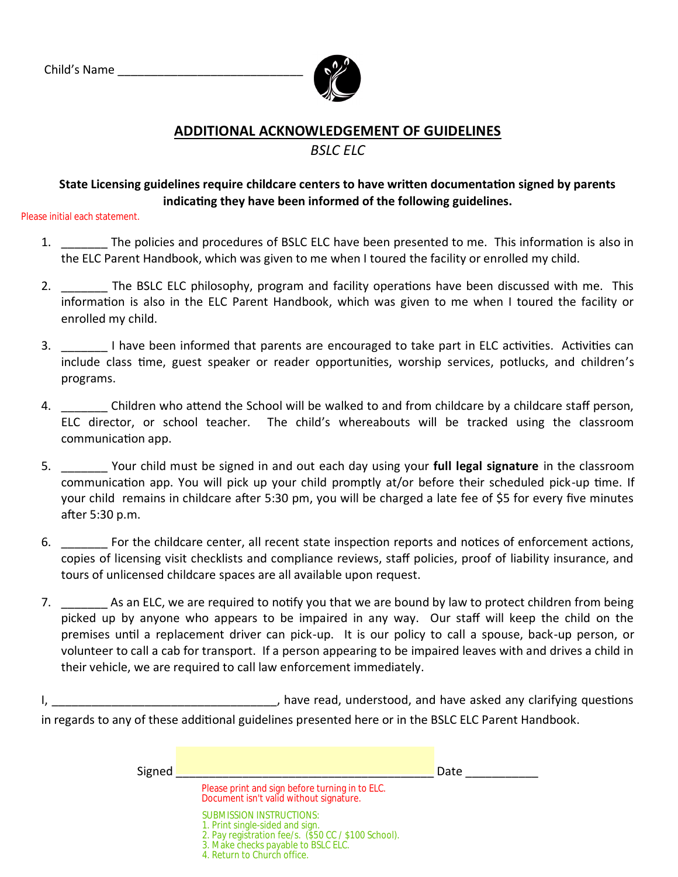Child's Name ____________________________

## ADDITIONAL ACKNOWLEDGEMENT OF GUIDELINES

*BSLC ELC*

**State Licensing guidelines require childcare centers to have written documentation signed by parents indicating they have been informed of the following guidelines.**

Please initial each statement.

1. _______ The policies and procedures of BSLC ELC have been presented to me. This information is also in the ELC Parent Handbook, which was given to me when I toured the facility or enrolled my child.
2. _______ The BSLC ELC philosophy, program and facility operations have been discussed with me. This information is also in the ELC Parent Handbook, which was given to me when I toured the facility or enrolled my child.
3. _______ I have been informed that parents are encouraged to take part in ELC activities. Activities can include class time, guest speaker or reader opportunities, worship services, potlucks, and children's programs.
4. _______ Children who attend the School will be walked to and from childcare by a childcare staff person, ELC director, or school teacher. The child's whereabouts will be tracked using the classroom communication app.
5. _______ Your child must be signed in and out each day using your **full legal signature** in the classroom communication app. You will pick up your child promptly at/or before their scheduled pick-up time. If your child remains in childcare after 5:30 pm, you will be charged a late fee of $5 for every five minutes after 5:30 p.m.
6. _______ For the childcare center, all recent state inspection reports and notices of enforcement actions, copies of licensing visit checklists and compliance reviews, staff policies, proof of liability insurance, and tours of unlicensed childcare spaces are all available upon request.
7. _______ As an ELC, we are required to notify you that we are bound by law to protect children from being picked up by anyone who appears to be impaired in any way. Our staff will keep the child on the premises until a replacement driver can pick-up. It is our policy to call a spouse, back-up person, or volunteer to call a cab for transport. If a person appearing to be impaired leaves with and drives a child in their vehicle, we are required to call law enforcement immediately.

I, __________________________________, have read, understood, and have asked any clarifying questions in regards to any of these additional guidelines presented here or in the BSLC ELC Parent Handbook.

Signed ________________________________________ Date ___________

Please print and sign before turning in to ELC.
Document isn't valid without signature.

SUBMISSION INSTRUCTIONS:
1. Print single-sided and sign.
2. Pay registration fee/s. ($50 CC / $100 School).
3. Make checks payable to BSLC ELC.
4. Return to Church office.